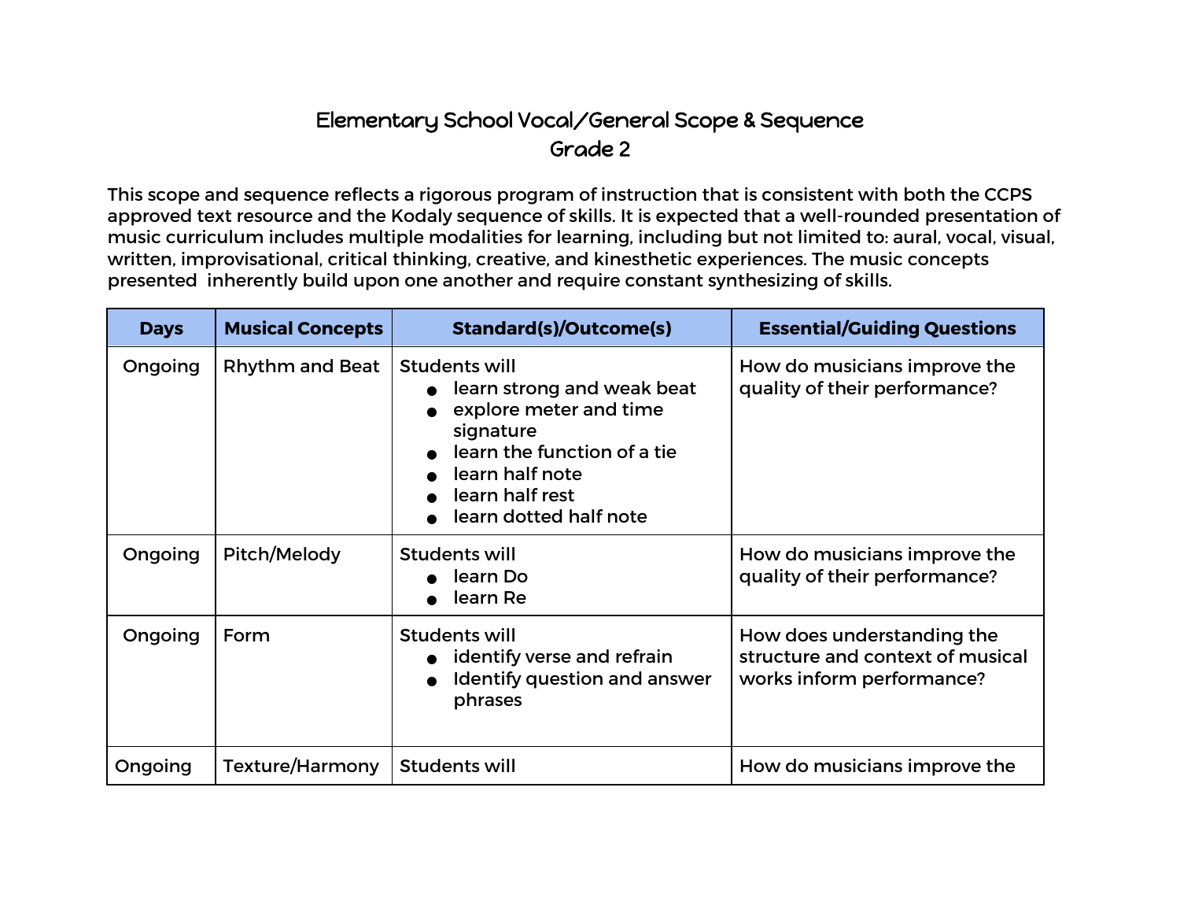# Elementary School Vocal/General Scope & Sequence
## Grade 2

This scope and sequence reflects a rigorous program of instruction that is consistent with both the CCPS approved text resource and the Kodaly sequence of skills. It is expected that a well-rounded presentation of music curriculum includes multiple modalities for learning, including but not limited to: aural, vocal, visual, written, improvisational, critical thinking, creative, and kinesthetic experiences. The music concepts presented inherently build upon one another and require constant synthesizing of skills.

| Days | Musical Concepts | Standard(s)/Outcome(s) | Essential/Guiding Questions |
|---|---|---|---|
| Ongoing | Rhythm and Beat | Students will<br>● learn strong and weak beat<br>● explore meter and time signature<br>● learn the function of a tie<br>● learn half note<br>● learn half rest<br>● learn dotted half note | How do musicians improve the quality of their performance? |
| Ongoing | Pitch/Melody | Students will<br>● learn Do<br>● learn Re | How do musicians improve the quality of their performance? |
| Ongoing | Form | Students will<br>● identify verse and refrain<br>● Identify question and answer phrases | How does understanding the structure and context of musical works inform performance? |
| Ongoing | Texture/Harmony | Students will | How do musicians improve the |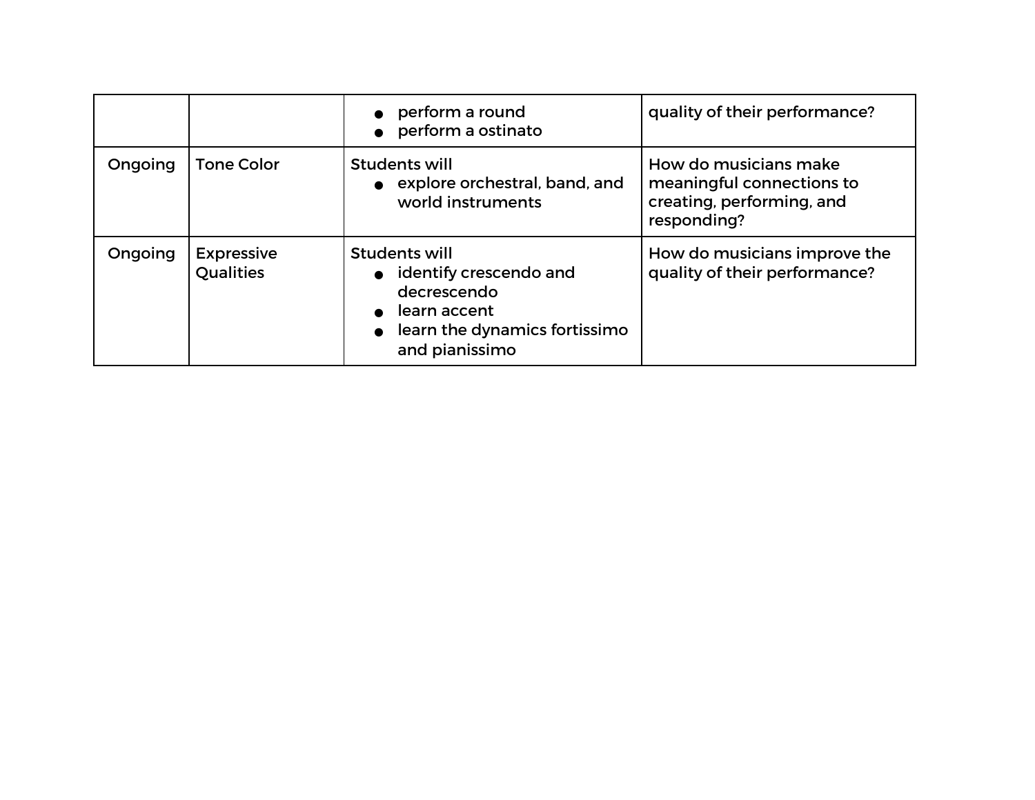| | | | |
|---|---|---|---|
| | | • perform a round<br>• perform a ostinato | quality of their performance? |
| Ongoing | Tone Color | Students will<br>• explore orchestral, band, and world instruments | How do musicians make meaningful connections to creating, performing, and responding? |
| Ongoing | Expressive Qualities | Students will<br>• identify crescendo and decrescendo<br>• learn accent<br>• learn the dynamics fortissimo and pianissimo | How do musicians improve the quality of their performance? |